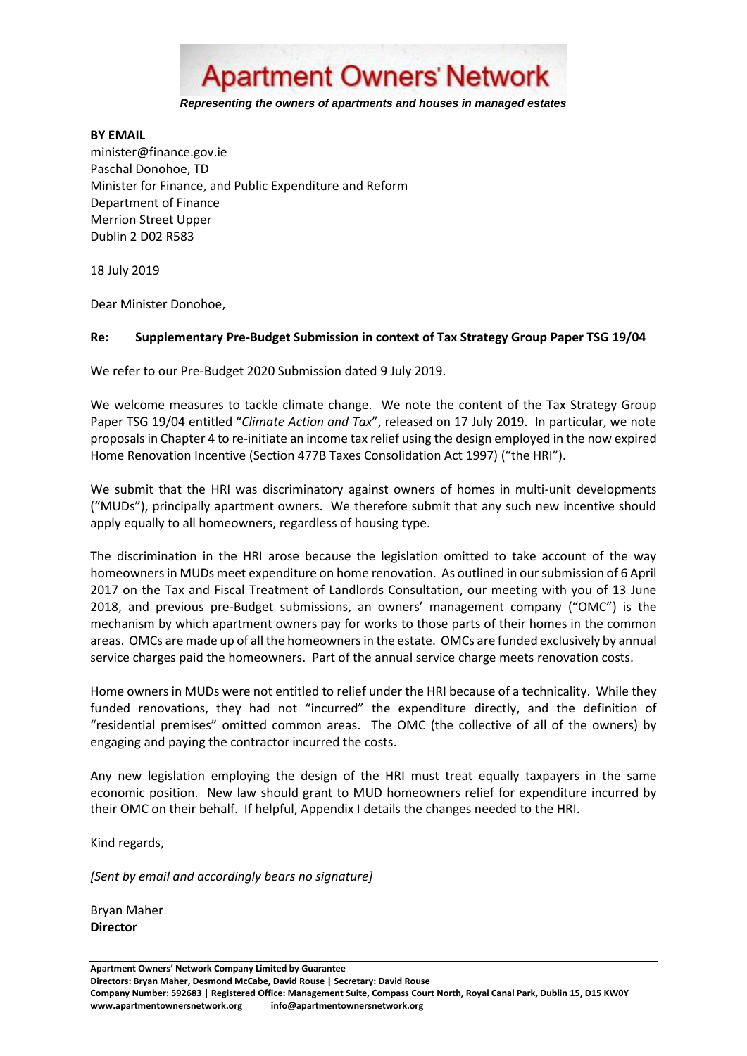# Apartment Owners' Network

***Representing the owners of apartments and houses in managed estates***

**BY EMAIL**
minister@finance.gov.ie
Paschal Donohoe, TD
Minister for Finance, and Public Expenditure and Reform
Department of Finance
Merrion Street Upper
Dublin 2 D02 R583

18 July 2019

Dear Minister Donohoe,

**Re: Supplementary Pre-Budget Submission in context of Tax Strategy Group Paper TSG 19/04**

We refer to our Pre-Budget 2020 Submission dated 9 July 2019.

We welcome measures to tackle climate change. We note the content of the Tax Strategy Group Paper TSG 19/04 entitled "*Climate Action and Tax*", released on 17 July 2019. In particular, we note proposals in Chapter 4 to re-initiate an income tax relief using the design employed in the now expired Home Renovation Incentive (Section 477B Taxes Consolidation Act 1997) ("the HRI").

We submit that the HRI was discriminatory against owners of homes in multi-unit developments ("MUDs"), principally apartment owners. We therefore submit that any such new incentive should apply equally to all homeowners, regardless of housing type.

The discrimination in the HRI arose because the legislation omitted to take account of the way homeowners in MUDs meet expenditure on home renovation. As outlined in our submission of 6 April 2017 on the Tax and Fiscal Treatment of Landlords Consultation, our meeting with you of 13 June 2018, and previous pre-Budget submissions, an owners' management company ("OMC") is the mechanism by which apartment owners pay for works to those parts of their homes in the common areas. OMCs are made up of all the homeowners in the estate. OMCs are funded exclusively by annual service charges paid the homeowners. Part of the annual service charge meets renovation costs.

Home owners in MUDs were not entitled to relief under the HRI because of a technicality. While they funded renovations, they had not "incurred" the expenditure directly, and the definition of "residential premises" omitted common areas. The OMC (the collective of all of the owners) by engaging and paying the contractor incurred the costs.

Any new legislation employing the design of the HRI must treat equally taxpayers in the same economic position. New law should grant to MUD homeowners relief for expenditure incurred by their OMC on their behalf. If helpful, Appendix I details the changes needed to the HRI.

Kind regards,

*[Sent by email and accordingly bears no signature]*

Bryan Maher
**Director**

**Apartment Owners' Network Company Limited by Guarantee**
**Directors: Bryan Maher, Desmond McCabe, David Rouse | Secretary: David Rouse**
**Company Number: 592683 | Registered Office: Management Suite, Compass Court North, Royal Canal Park, Dublin 15, D15 KW0Y**
**www.apartmentownersnetwork.org info@apartmentownersnetwork.org**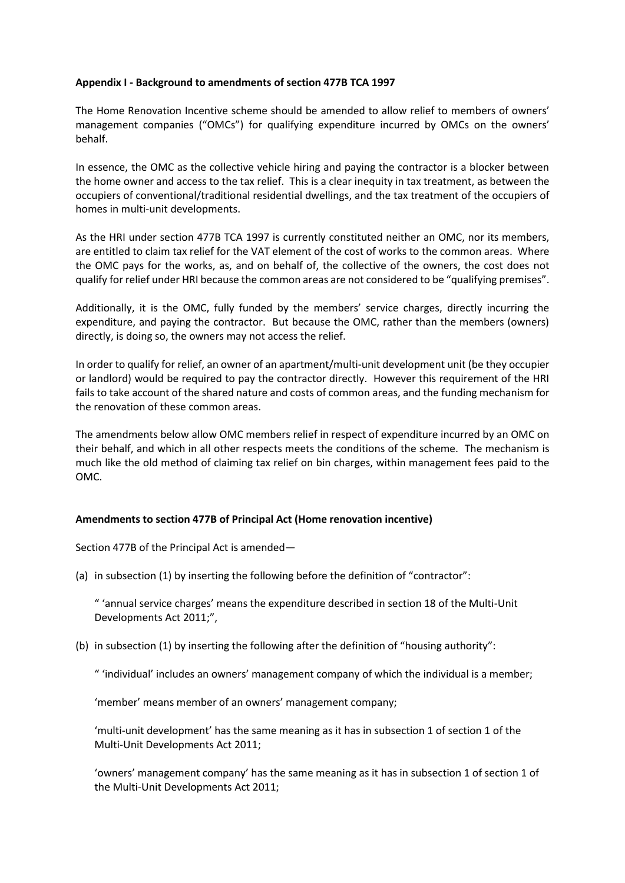**Appendix I - Background to amendments of section 477B TCA 1997**

The Home Renovation Incentive scheme should be amended to allow relief to members of owners' management companies ("OMCs") for qualifying expenditure incurred by OMCs on the owners' behalf.

In essence, the OMC as the collective vehicle hiring and paying the contractor is a blocker between the home owner and access to the tax relief. This is a clear inequity in tax treatment, as between the occupiers of conventional/traditional residential dwellings, and the tax treatment of the occupiers of homes in multi-unit developments.

As the HRI under section 477B TCA 1997 is currently constituted neither an OMC, nor its members, are entitled to claim tax relief for the VAT element of the cost of works to the common areas. Where the OMC pays for the works, as, and on behalf of, the collective of the owners, the cost does not qualify for relief under HRI because the common areas are not considered to be "qualifying premises".

Additionally, it is the OMC, fully funded by the members' service charges, directly incurring the expenditure, and paying the contractor. But because the OMC, rather than the members (owners) directly, is doing so, the owners may not access the relief.

In order to qualify for relief, an owner of an apartment/multi-unit development unit (be they occupier or landlord) would be required to pay the contractor directly. However this requirement of the HRI fails to take account of the shared nature and costs of common areas, and the funding mechanism for the renovation of these common areas.

The amendments below allow OMC members relief in respect of expenditure incurred by an OMC on their behalf, and which in all other respects meets the conditions of the scheme. The mechanism is much like the old method of claiming tax relief on bin charges, within management fees paid to the OMC.

**Amendments to section 477B of Principal Act (Home renovation incentive)**

Section 477B of the Principal Act is amended—

(a) in subsection (1) by inserting the following before the definition of "contractor":

" 'annual service charges' means the expenditure described in section 18 of the Multi-Unit Developments Act 2011;",

(b) in subsection (1) by inserting the following after the definition of "housing authority":

" 'individual' includes an owners' management company of which the individual is a member;

'member' means member of an owners' management company;

'multi-unit development' has the same meaning as it has in subsection 1 of section 1 of the Multi-Unit Developments Act 2011;

'owners' management company' has the same meaning as it has in subsection 1 of section 1 of the Multi-Unit Developments Act 2011;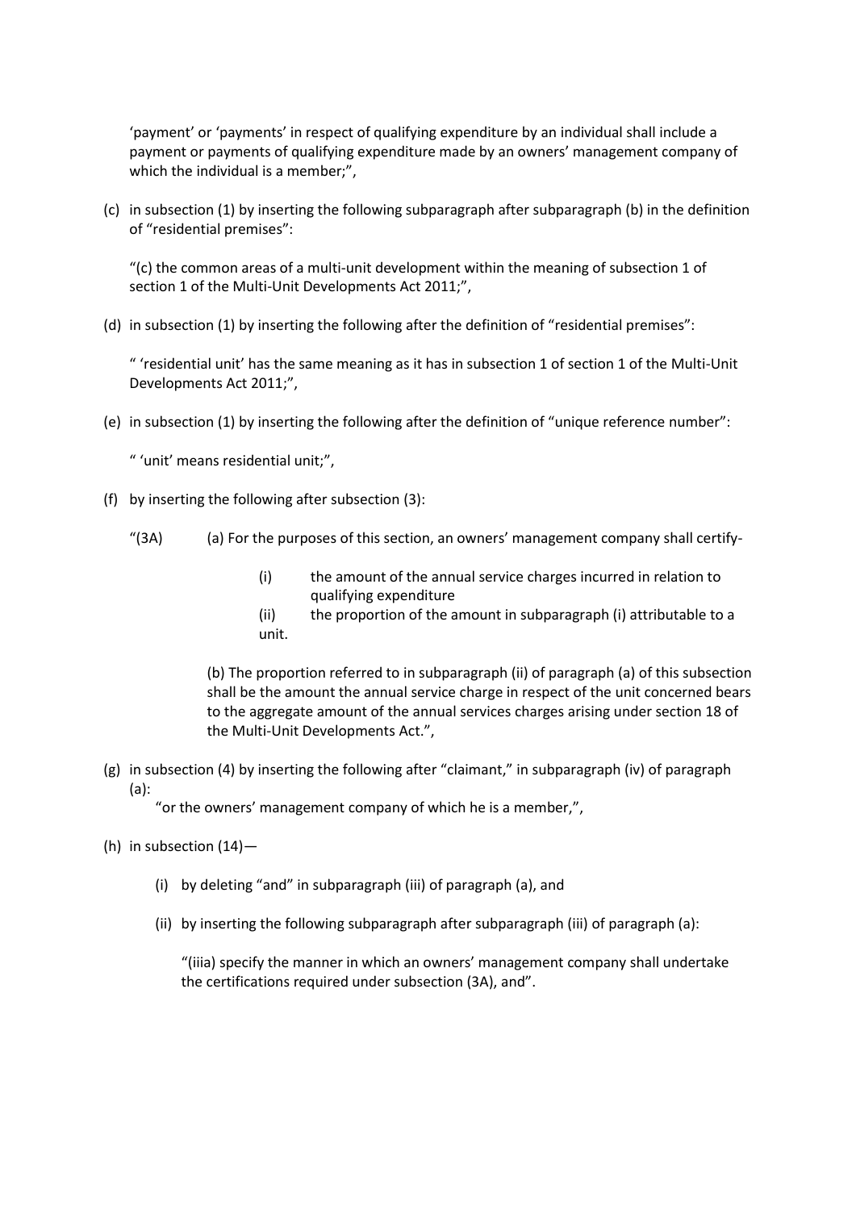'payment' or 'payments' in respect of qualifying expenditure by an individual shall include a payment or payments of qualifying expenditure made by an owners' management company of which the individual is a member;",

(c) in subsection (1) by inserting the following subparagraph after subparagraph (b) in the definition of "residential premises":

"(c) the common areas of a multi-unit development within the meaning of subsection 1 of section 1 of the Multi-Unit Developments Act 2011;",

(d) in subsection (1) by inserting the following after the definition of "residential premises":

" 'residential unit' has the same meaning as it has in subsection 1 of section 1 of the Multi-Unit Developments Act 2011;",

(e) in subsection (1) by inserting the following after the definition of "unique reference number":

" 'unit' means residential unit;",

(f) by inserting the following after subsection (3):

"(3A) (a) For the purposes of this section, an owners' management company shall certify-

(i) the amount of the annual service charges incurred in relation to qualifying expenditure

(ii) the proportion of the amount in subparagraph (i) attributable to a unit.

(b) The proportion referred to in subparagraph (ii) of paragraph (a) of this subsection shall be the amount the annual service charge in respect of the unit concerned bears to the aggregate amount of the annual services charges arising under section 18 of the Multi-Unit Developments Act.",

(g) in subsection (4) by inserting the following after "claimant," in subparagraph (iv) of paragraph (a):

"or the owners' management company of which he is a member,",

(h) in subsection (14)—

(i) by deleting "and" in subparagraph (iii) of paragraph (a), and

(ii) by inserting the following subparagraph after subparagraph (iii) of paragraph (a):

"(iiia) specify the manner in which an owners' management company shall undertake the certifications required under subsection (3A), and".